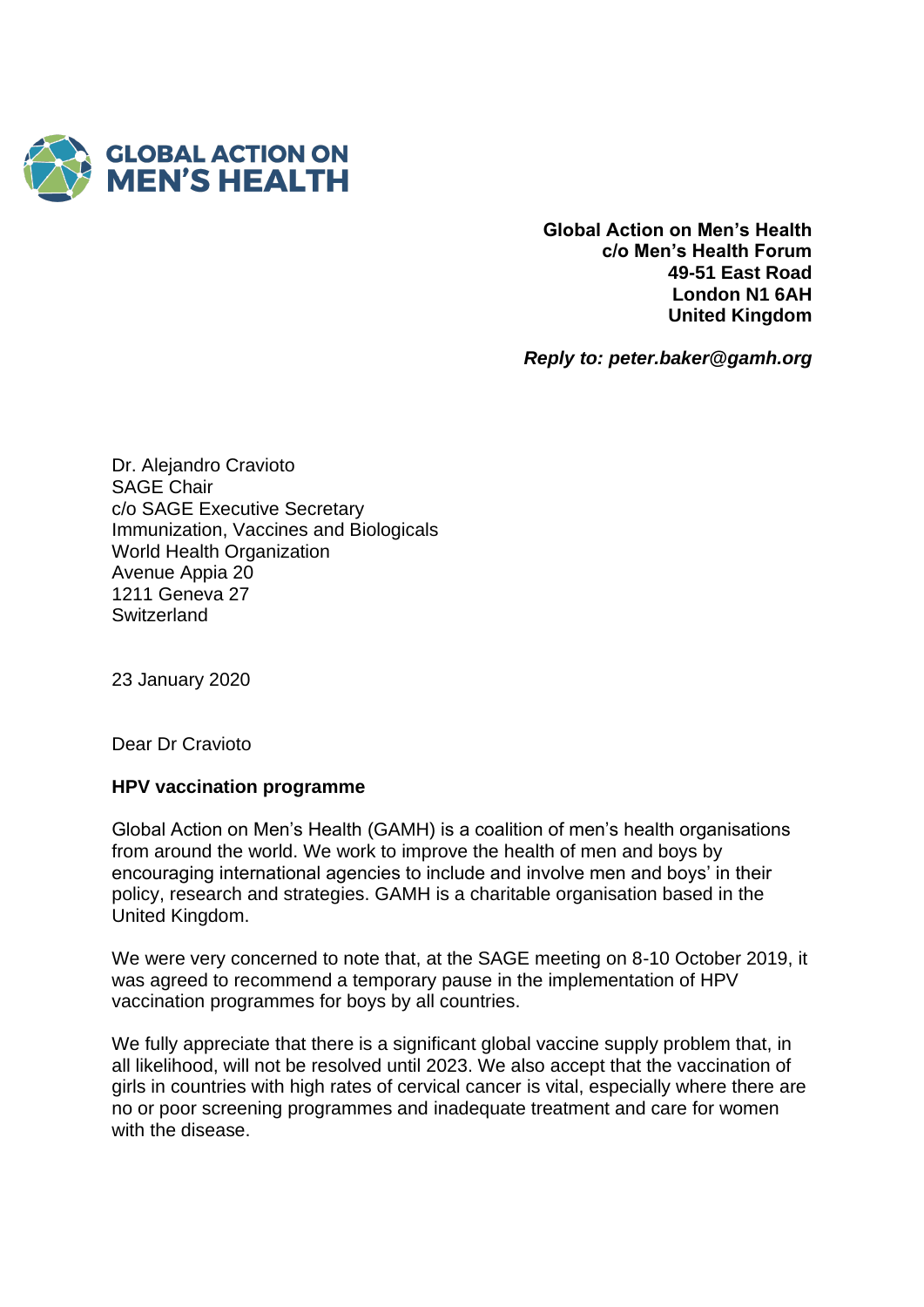**GLOBAL ACTION ON MEN'S HEALTH**

**Global Action on Men's Health**
**c/o Men's Health Forum**
**49-51 East Road**
**London N1 6AH**
**United Kingdom**

***Reply to: peter.baker@gamh.org***

Dr. Alejandro Cravioto
SAGE Chair
c/o SAGE Executive Secretary
Immunization, Vaccines and Biologicals
World Health Organization
Avenue Appia 20
1211 Geneva 27
Switzerland

23 January 2020

Dear Dr Cravioto

**HPV vaccination programme**

Global Action on Men's Health (GAMH) is a coalition of men's health organisations from around the world. We work to improve the health of men and boys by encouraging international agencies to include and involve men and boys' in their policy, research and strategies. GAMH is a charitable organisation based in the United Kingdom.

We were very concerned to note that, at the SAGE meeting on 8-10 October 2019, it was agreed to recommend a temporary pause in the implementation of HPV vaccination programmes for boys by all countries.

We fully appreciate that there is a significant global vaccine supply problem that, in all likelihood, will not be resolved until 2023. We also accept that the vaccination of girls in countries with high rates of cervical cancer is vital, especially where there are no or poor screening programmes and inadequate treatment and care for women with the disease.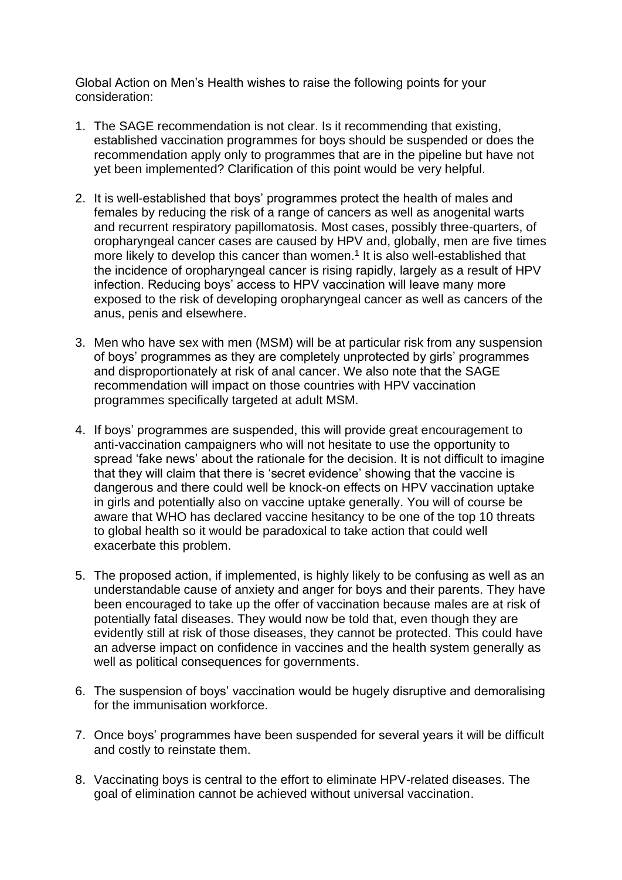Global Action on Men's Health wishes to raise the following points for your consideration:

1. The SAGE recommendation is not clear. Is it recommending that existing, established vaccination programmes for boys should be suspended or does the recommendation apply only to programmes that are in the pipeline but have not yet been implemented? Clarification of this point would be very helpful.

2. It is well-established that boys' programmes protect the health of males and females by reducing the risk of a range of cancers as well as anogenital warts and recurrent respiratory papillomatosis. Most cases, possibly three-quarters, of oropharyngeal cancer cases are caused by HPV and, globally, men are five times more likely to develop this cancer than women.[1] It is also well-established that the incidence of oropharyngeal cancer is rising rapidly, largely as a result of HPV infection. Reducing boys' access to HPV vaccination will leave many more exposed to the risk of developing oropharyngeal cancer as well as cancers of the anus, penis and elsewhere.

3. Men who have sex with men (MSM) will be at particular risk from any suspension of boys' programmes as they are completely unprotected by girls' programmes and disproportionately at risk of anal cancer. We also note that the SAGE recommendation will impact on those countries with HPV vaccination programmes specifically targeted at adult MSM.

4. If boys' programmes are suspended, this will provide great encouragement to anti-vaccination campaigners who will not hesitate to use the opportunity to spread 'fake news' about the rationale for the decision. It is not difficult to imagine that they will claim that there is 'secret evidence' showing that the vaccine is dangerous and there could well be knock-on effects on HPV vaccination uptake in girls and potentially also on vaccine uptake generally. You will of course be aware that WHO has declared vaccine hesitancy to be one of the top 10 threats to global health so it would be paradoxical to take action that could well exacerbate this problem.

5. The proposed action, if implemented, is highly likely to be confusing as well as an understandable cause of anxiety and anger for boys and their parents. They have been encouraged to take up the offer of vaccination because males are at risk of potentially fatal diseases. They would now be told that, even though they are evidently still at risk of those diseases, they cannot be protected. This could have an adverse impact on confidence in vaccines and the health system generally as well as political consequences for governments.

6. The suspension of boys' vaccination would be hugely disruptive and demoralising for the immunisation workforce.

7. Once boys' programmes have been suspended for several years it will be difficult and costly to reinstate them.

8. Vaccinating boys is central to the effort to eliminate HPV-related diseases. The goal of elimination cannot be achieved without universal vaccination.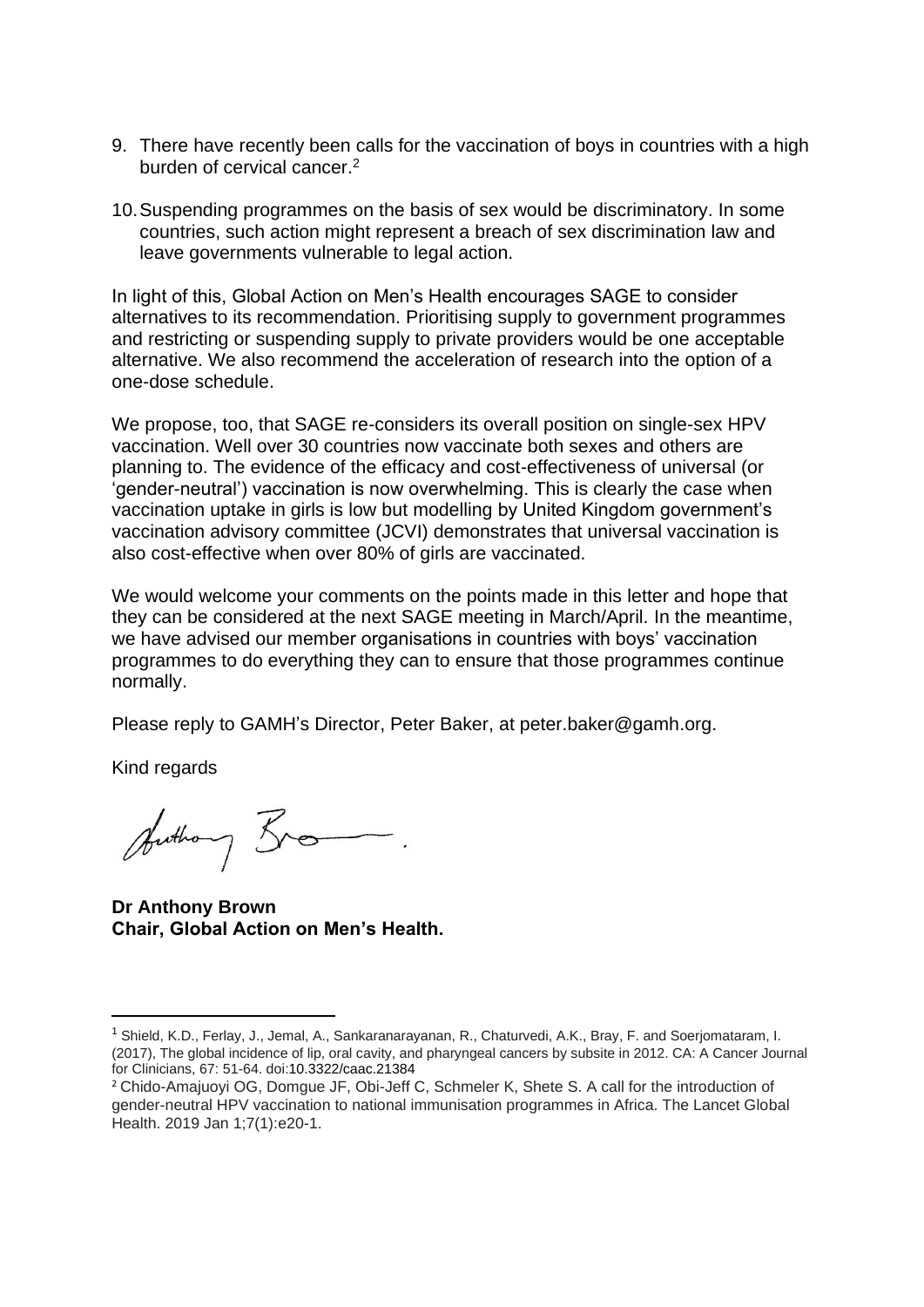9. There have recently been calls for the vaccination of boys in countries with a high burden of cervical cancer.[2]

10. Suspending programmes on the basis of sex would be discriminatory. In some countries, such action might represent a breach of sex discrimination law and leave governments vulnerable to legal action.

In light of this, Global Action on Men's Health encourages SAGE to consider alternatives to its recommendation. Prioritising supply to government programmes and restricting or suspending supply to private providers would be one acceptable alternative. We also recommend the acceleration of research into the option of a one-dose schedule.

We propose, too, that SAGE re-considers its overall position on single-sex HPV vaccination. Well over 30 countries now vaccinate both sexes and others are planning to. The evidence of the efficacy and cost-effectiveness of universal (or 'gender-neutral') vaccination is now overwhelming. This is clearly the case when vaccination uptake in girls is low but modelling by United Kingdom government's vaccination advisory committee (JCVI) demonstrates that universal vaccination is also cost-effective when over 80% of girls are vaccinated.

We would welcome your comments on the points made in this letter and hope that they can be considered at the next SAGE meeting in March/April. In the meantime, we have advised our member organisations in countries with boys' vaccination programmes to do everything they can to ensure that those programmes continue normally.

Please reply to GAMH's Director, Peter Baker, at peter.baker@gamh.org.

Kind regards

Anthony Brown.

**Dr Anthony Brown**
**Chair, Global Action on Men's Health.**

---

[1] Shield, K.D., Ferlay, J., Jemal, A., Sankaranarayanan, R., Chaturvedi, A.K., Bray, F. and Soerjomataram, I. (2017), The global incidence of lip, oral cavity, and pharyngeal cancers by subsite in 2012. CA: A Cancer Journal for Clinicians, 67: 51-64. doi:10.3322/caac.21384

[2] Chido-Amajuoyi OG, Domgue JF, Obi-Jeff C, Schmeler K, Shete S. A call for the introduction of gender-neutral HPV vaccination to national immunisation programmes in Africa. The Lancet Global Health. 2019 Jan 1;7(1):e20-1.